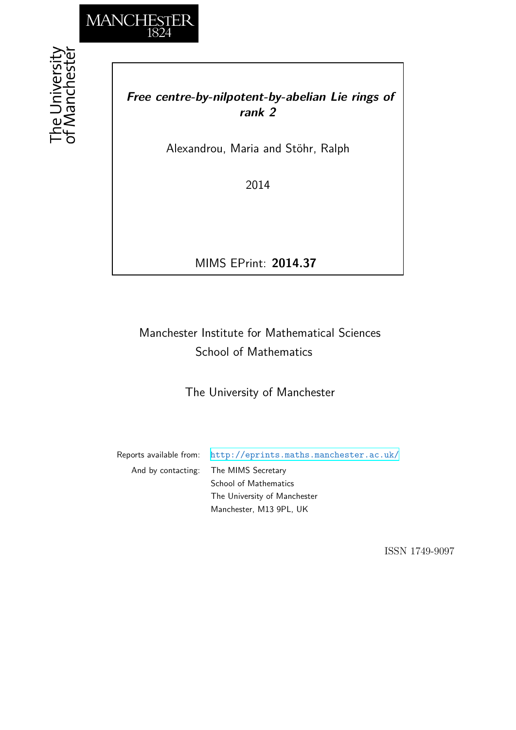# *Free centre-by-nilpotent-by-abelian Lie rings of rank 2*

Alexandrou, Maria and Stöhr, Ralph

2014

MIMS EPrint: **2014.37**

Manchester Institute for Mathematical Sciences
School of Mathematics

The University of Manchester

Reports available from: http://eprints.maths.manchester.ac.uk/
And by contacting: The MIMS Secretary
School of Mathematics
The University of Manchester
Manchester, M13 9PL, UK

ISSN 1749-9097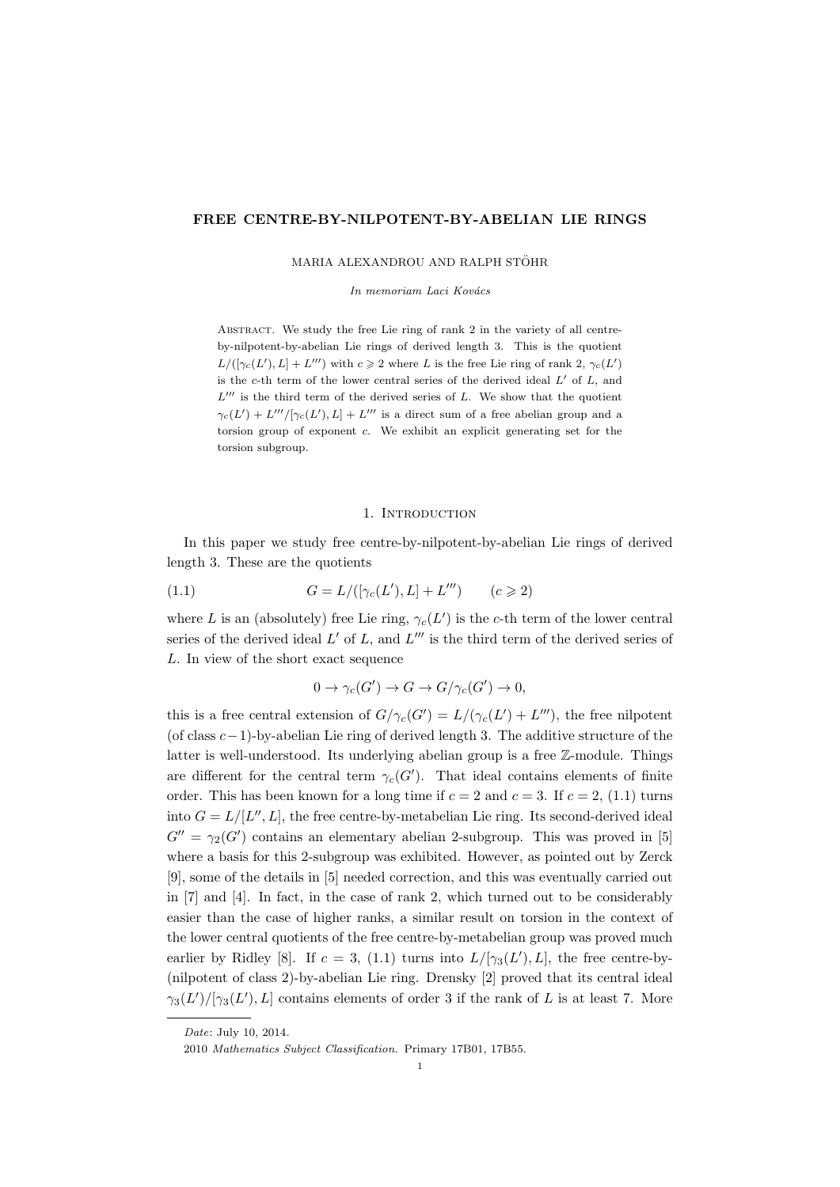# FREE CENTRE-BY-NILPOTENT-BY-ABELIAN LIE RINGS

MARIA ALEXANDROU AND RALPH STÖHR

*In memoriam Laci Kovács*

Abstract. We study the free Lie ring of rank 2 in the variety of all centre-by-nilpotent-by-abelian Lie rings of derived length 3. This is the quotient $L/([\gamma_c(L'), L] + L''')$ with $c \geqslant 2$ where $L$ is the free Lie ring of rank 2, $\gamma_c(L')$ is the $c$-th term of the lower central series of the derived ideal $L'$ of $L$, and $L'''$ is the third term of the derived series of $L$. We show that the quotient $\gamma_c(L') + L'''/[\gamma_c(L'), L] + L'''$ is a direct sum of a free abelian group and a torsion group of exponent $c$. We exhibit an explicit generating set for the torsion subgroup.

## 1. Introduction

In this paper we study free centre-by-nilpotent-by-abelian Lie rings of derived length 3. These are the quotients

$$G = L/([\gamma_c(L'), L] + L''') \qquad (c \geqslant 2) \tag{1.1}$$

where $L$ is an (absolutely) free Lie ring, $\gamma_c(L')$ is the $c$-th term of the lower central series of the derived ideal $L'$ of $L$, and $L'''$ is the third term of the derived series of $L$. In view of the short exact sequence

$$0 \to \gamma_c(G') \to G \to G/\gamma_c(G') \to 0,$$

this is a free central extension of $G/\gamma_c(G') = L/(\gamma_c(L') + L''')$, the free nilpotent (of class $c-1$)-by-abelian Lie ring of derived length 3. The additive structure of the latter is well-understood. Its underlying abelian group is a free $\mathbb{Z}$-module. Things are different for the central term $\gamma_c(G')$. That ideal contains elements of finite order. This has been known for a long time if $c = 2$ and $c = 3$. If $c = 2$, (1.1) turns into $G = L/[L'', L]$, the free centre-by-metabelian Lie ring. Its second-derived ideal $G'' = \gamma_2(G')$ contains an elementary abelian 2-subgroup. This was proved in [5] where a basis for this 2-subgroup was exhibited. However, as pointed out by Zerck [9], some of the details in [5] needed correction, and this was eventually carried out in [7] and [4]. In fact, in the case of rank 2, which turned out to be considerably easier than the case of higher ranks, a similar result on torsion in the context of the lower central quotients of the free centre-by-metabelian group was proved much earlier by Ridley [8]. If $c = 3$, (1.1) turns into $L/[\gamma_3(L'), L]$, the free centre-by-(nilpotent of class 2)-by-abelian Lie ring. Drensky [2] proved that its central ideal $\gamma_3(L')/[\gamma_3(L'), L]$ contains elements of order 3 if the rank of $L$ is at least 7. More

---

*Date*: July 10, 2014.

2010 *Mathematics Subject Classification.* Primary 17B01, 17B55.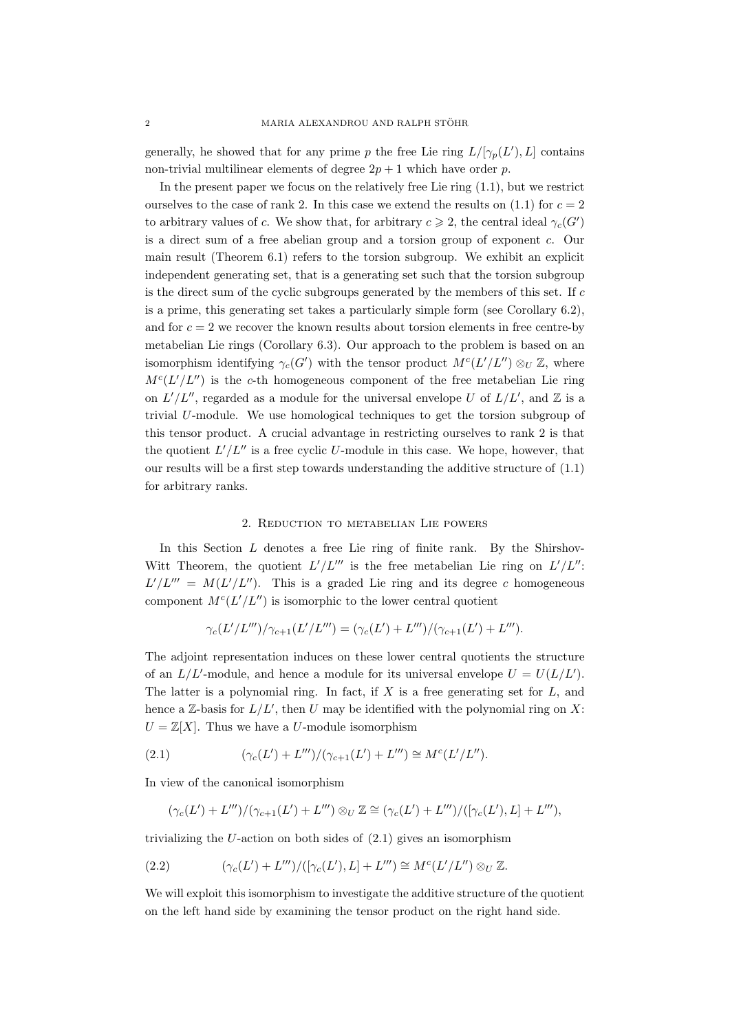generally, he showed that for any prime $p$ the free Lie ring $L/[\gamma_p(L'), L]$ contains non-trivial multilinear elements of degree $2p+1$ which have order $p$.

In the present paper we focus on the relatively free Lie ring (1.1), but we restrict ourselves to the case of rank 2. In this case we extend the results on (1.1) for $c = 2$ to arbitrary values of $c$. We show that, for arbitrary $c \geqslant 2$, the central ideal $\gamma_c(G')$ is a direct sum of a free abelian group and a torsion group of exponent $c$. Our main result (Theorem 6.1) refers to the torsion subgroup. We exhibit an explicit independent generating set, that is a generating set such that the torsion subgroup is the direct sum of the cyclic subgroups generated by the members of this set. If $c$ is a prime, this generating set takes a particularly simple form (see Corollary 6.2), and for $c = 2$ we recover the known results about torsion elements in free centre-by metabelian Lie rings (Corollary 6.3). Our approach to the problem is based on an isomorphism identifying $\gamma_c(G')$ with the tensor product $M^c(L'/L'') \otimes_U \mathbb{Z}$, where $M^c(L'/L'')$ is the $c$-th homogeneous component of the free metabelian Lie ring on $L'/L''$, regarded as a module for the universal envelope $U$ of $L/L'$, and $\mathbb{Z}$ is a trivial $U$-module. We use homological techniques to get the torsion subgroup of this tensor product. A crucial advantage in restricting ourselves to rank 2 is that the quotient $L'/L''$ is a free cyclic $U$-module in this case. We hope, however, that our results will be a first step towards understanding the additive structure of (1.1) for arbitrary ranks.

## 2. Reduction to metabelian Lie powers

In this Section $L$ denotes a free Lie ring of finite rank. By the Shirshov-Witt Theorem, the quotient $L'/L'''$ is the free metabelian Lie ring on $L'/L''$: $L'/L''' = M(L'/L'')$. This is a graded Lie ring and its degree $c$ homogeneous component $M^c(L'/L'')$ is isomorphic to the lower central quotient

$$\gamma_c(L'/L''')/\gamma_{c+1}(L'/L''') = (\gamma_c(L') + L''')/(\gamma_{c+1}(L') + L''').$$

The adjoint representation induces on these lower central quotients the structure of an $L/L'$-module, and hence a module for its universal envelope $U = U(L/L')$. The latter is a polynomial ring. In fact, if $X$ is a free generating set for $L$, and hence a $\mathbb{Z}$-basis for $L/L'$, then $U$ may be identified with the polynomial ring on $X$: $U = \mathbb{Z}[X]$. Thus we have a $U$-module isomorphism

$$(\gamma_c(L') + L''')/(\gamma_{c+1}(L') + L''') \cong M^c(L'/L''). \tag{2.1}$$

In view of the canonical isomorphism

$$(\gamma_c(L') + L''')/(\gamma_{c+1}(L') + L''') \otimes_U \mathbb{Z} \cong (\gamma_c(L') + L''')/([\gamma_c(L'), L] + L'''),$$

trivializing the $U$-action on both sides of (2.1) gives an isomorphism

$$(\gamma_c(L') + L''')/([\gamma_c(L'), L] + L''') \cong M^c(L'/L'') \otimes_U \mathbb{Z}. \tag{2.2}$$

We will exploit this isomorphism to investigate the additive structure of the quotient on the left hand side by examining the tensor product on the right hand side.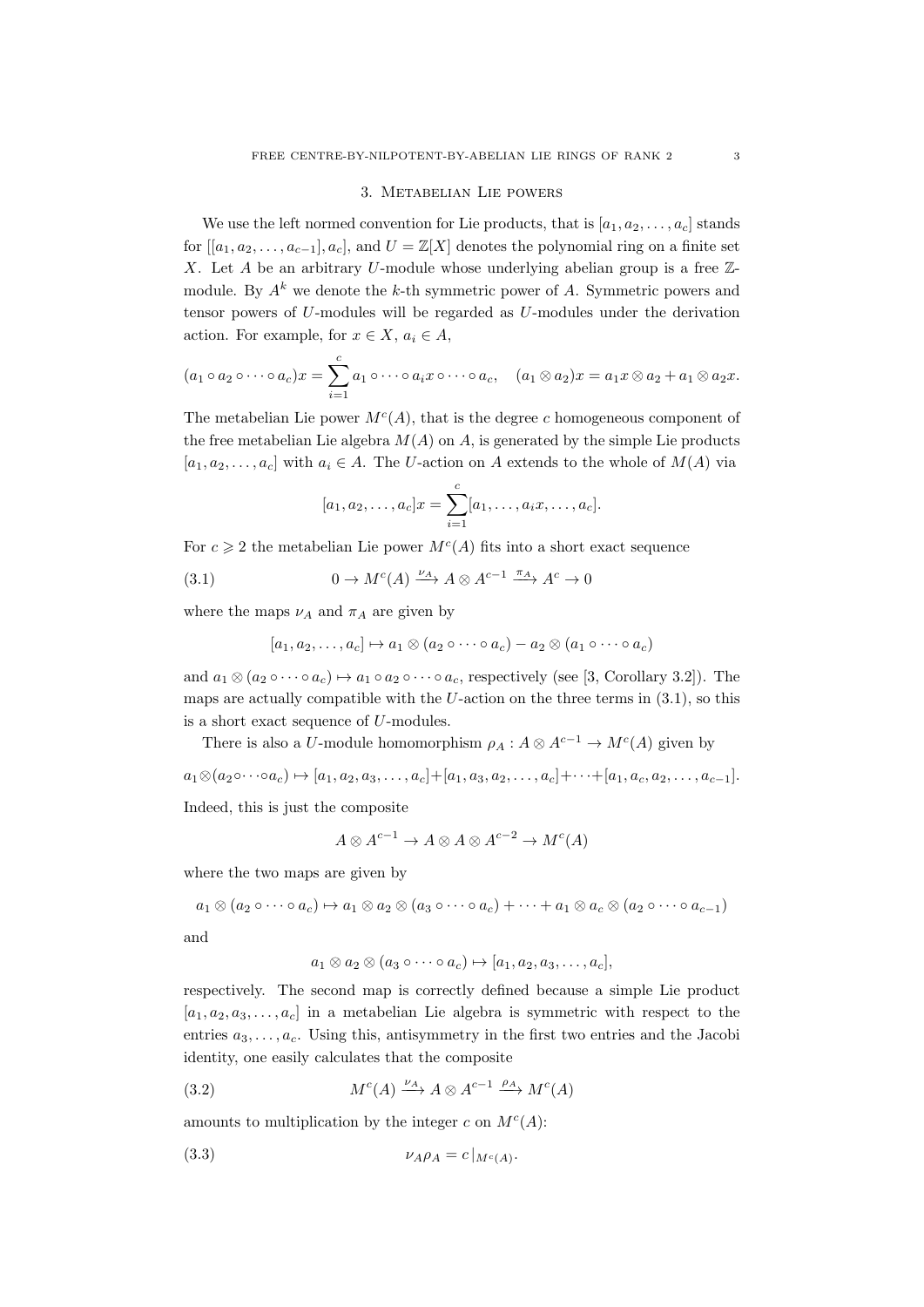## 3. Metabelian Lie powers

We use the left normed convention for Lie products, that is $[a_1, a_2, \ldots, a_c]$ stands for $[[a_1, a_2, \ldots, a_{c-1}], a_c]$, and $U = \mathbb{Z}[X]$ denotes the polynomial ring on a finite set $X$. Let $A$ be an arbitrary $U$-module whose underlying abelian group is a free $\mathbb{Z}$-module. By $A^k$ we denote the $k$-th symmetric power of $A$. Symmetric powers and tensor powers of $U$-modules will be regarded as $U$-modules under the derivation action. For example, for $x \in X$, $a_i \in A$,

$$(a_1 \circ a_2 \circ \cdots \circ a_c)x = \sum_{i=1}^{c} a_1 \circ \cdots \circ a_i x \circ \cdots \circ a_c, \quad (a_1 \otimes a_2)x = a_1 x \otimes a_2 + a_1 \otimes a_2 x.$$

The metabelian Lie power $M^c(A)$, that is the degree $c$ homogeneous component of the free metabelian Lie algebra $M(A)$ on $A$, is generated by the simple Lie products $[a_1, a_2, \ldots, a_c]$ with $a_i \in A$. The $U$-action on $A$ extends to the whole of $M(A)$ via

$$[a_1, a_2, \ldots, a_c]x = \sum_{i=1}^{c} [a_1, \ldots, a_i x, \ldots, a_c].$$

For $c \geqslant 2$ the metabelian Lie power $M^c(A)$ fits into a short exact sequence

$$0 \to M^c(A) \xrightarrow{\nu_A} A \otimes A^{c-1} \xrightarrow{\pi_A} A^c \to 0 \tag{3.1}$$

where the maps $\nu_A$ and $\pi_A$ are given by

$$[a_1, a_2, \ldots, a_c] \mapsto a_1 \otimes (a_2 \circ \cdots \circ a_c) - a_2 \otimes (a_1 \circ \cdots \circ a_c)$$

and $a_1 \otimes (a_2 \circ \cdots \circ a_c) \mapsto a_1 \circ a_2 \circ \cdots \circ a_c$, respectively (see [3, Corollary 3.2]). The maps are actually compatible with the $U$-action on the three terms in (3.1), so this is a short exact sequence of $U$-modules.

There is also a $U$-module homomorphism $\rho_A : A \otimes A^{c-1} \to M^c(A)$ given by

$$a_1 \otimes (a_2 \circ \cdots \circ a_c) \mapsto [a_1, a_2, a_3, \ldots, a_c] + [a_1, a_3, a_2, \ldots, a_c] + \cdots + [a_1, a_c, a_2, \ldots, a_{c-1}].$$

Indeed, this is just the composite

$$A \otimes A^{c-1} \to A \otimes A \otimes A^{c-2} \to M^c(A)$$

where the two maps are given by

$$a_1 \otimes (a_2 \circ \cdots \circ a_c) \mapsto a_1 \otimes a_2 \otimes (a_3 \circ \cdots \circ a_c) + \cdots + a_1 \otimes a_c \otimes (a_2 \circ \cdots \circ a_{c-1})$$

and

$$a_1 \otimes a_2 \otimes (a_3 \circ \cdots \circ a_c) \mapsto [a_1, a_2, a_3, \ldots, a_c],$$

respectively. The second map is correctly defined because a simple Lie product $[a_1, a_2, a_3, \ldots, a_c]$ in a metabelian Lie algebra is symmetric with respect to the entries $a_3, \ldots, a_c$. Using this, antisymmetry in the first two entries and the Jacobi identity, one easily calculates that the composite

$$M^c(A) \xrightarrow{\nu_A} A \otimes A^{c-1} \xrightarrow{\rho_A} M^c(A) \tag{3.2}$$

amounts to multiplication by the integer $c$ on $M^c(A)$:

$$\nu_A \rho_A = c\,|_{M^c(A)}. \tag{3.3}$$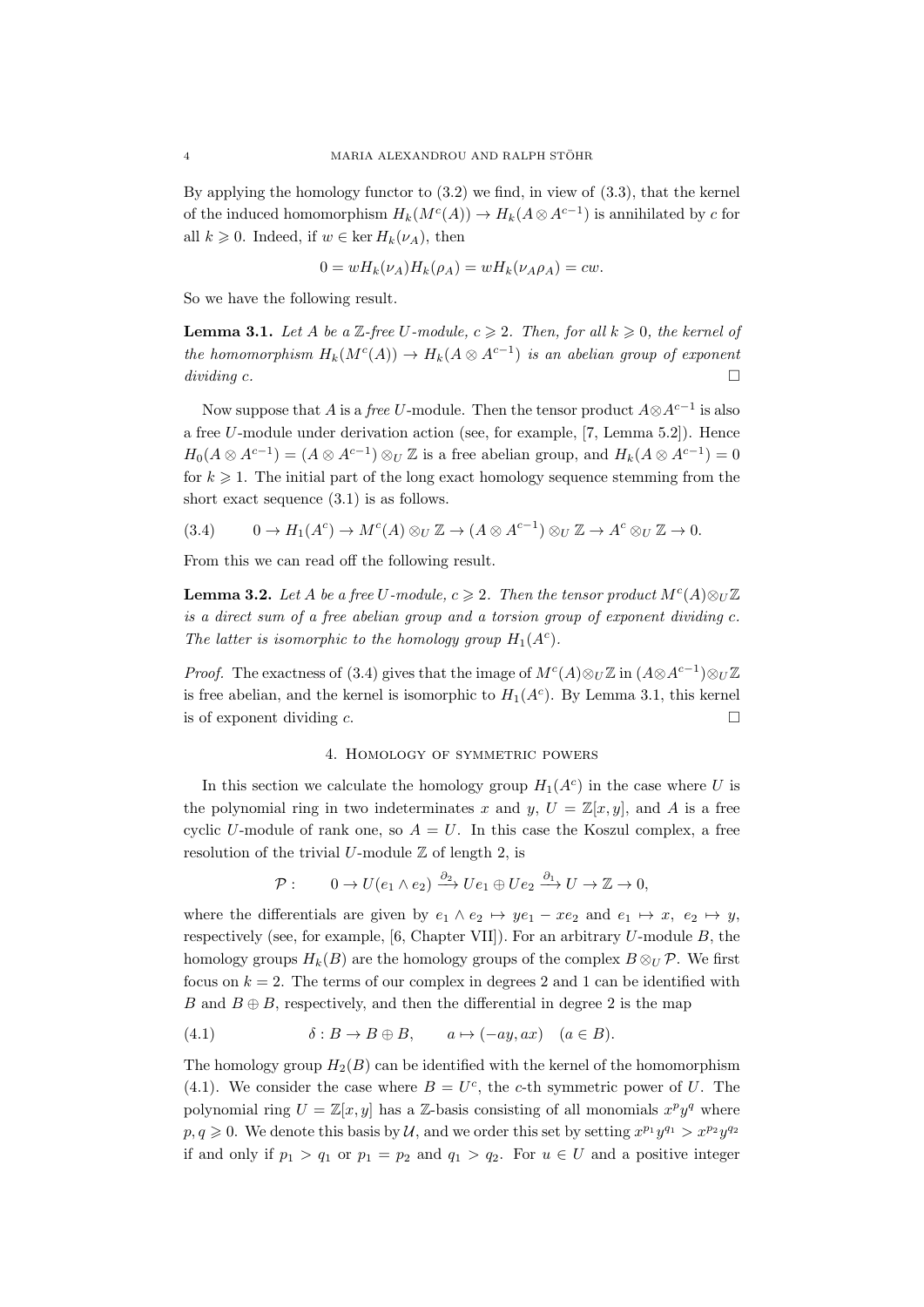By applying the homology functor to (3.2) we find, in view of (3.3), that the kernel of the induced homomorphism $H_k(M^c(A)) \to H_k(A \otimes A^{c-1})$ is annihilated by $c$ for all $k \geqslant 0$. Indeed, if $w \in \ker H_k(\nu_A)$, then

$$0 = wH_k(\nu_A)H_k(\rho_A) = wH_k(\nu_A\rho_A) = cw.$$

So we have the following result.

**Lemma 3.1.** *Let $A$ be a $\mathbb{Z}$-free $U$-module, $c \geqslant 2$. Then, for all $k \geqslant 0$, the kernel of the homomorphism $H_k(M^c(A)) \to H_k(A \otimes A^{c-1})$ is an abelian group of exponent dividing $c$.* □

Now suppose that $A$ is a *free* $U$-module. Then the tensor product $A \otimes A^{c-1}$ is also a free $U$-module under derivation action (see, for example, [7, Lemma 5.2]). Hence $H_0(A \otimes A^{c-1}) = (A \otimes A^{c-1}) \otimes_U \mathbb{Z}$ is a free abelian group, and $H_k(A \otimes A^{c-1}) = 0$ for $k \geqslant 1$. The initial part of the long exact homology sequence stemming from the short exact sequence (3.1) is as follows.

$$0 \to H_1(A^c) \to M^c(A) \otimes_U \mathbb{Z} \to (A \otimes A^{c-1}) \otimes_U \mathbb{Z} \to A^c \otimes_U \mathbb{Z} \to 0. \tag{3.4}$$

From this we can read off the following result.

**Lemma 3.2.** *Let $A$ be a free $U$-module, $c \geqslant 2$. Then the tensor product $M^c(A) \otimes_U \mathbb{Z}$ is a direct sum of a free abelian group and a torsion group of exponent dividing $c$. The latter is isomorphic to the homology group $H_1(A^c)$.*

*Proof.* The exactness of (3.4) gives that the image of $M^c(A) \otimes_U \mathbb{Z}$ in $(A \otimes A^{c-1}) \otimes_U \mathbb{Z}$ is free abelian, and the kernel is isomorphic to $H_1(A^c)$. By Lemma 3.1, this kernel is of exponent dividing $c$. □

## 4. Homology of symmetric powers

In this section we calculate the homology group $H_1(A^c)$ in the case where $U$ is the polynomial ring in two indeterminates $x$ and $y$, $U = \mathbb{Z}[x, y]$, and $A$ is a free cyclic $U$-module of rank one, so $A = U$. In this case the Koszul complex, a free resolution of the trivial $U$-module $\mathbb{Z}$ of length 2, is

$$\mathcal{P}: \qquad 0 \to U(e_1 \wedge e_2) \xrightarrow{\partial_2} Ue_1 \oplus Ue_2 \xrightarrow{\partial_1} U \to \mathbb{Z} \to 0,$$

where the differentials are given by $e_1 \wedge e_2 \mapsto ye_1 - xe_2$ and $e_1 \mapsto x$, $e_2 \mapsto y$, respectively (see, for example, [6, Chapter VII]). For an arbitrary $U$-module $B$, the homology groups $H_k(B)$ are the homology groups of the complex $B \otimes_U \mathcal{P}$. We first focus on $k = 2$. The terms of our complex in degrees 2 and 1 can be identified with $B$ and $B \oplus B$, respectively, and then the differential in degree 2 is the map

$$\delta : B \to B \oplus B, \qquad a \mapsto (-ay, ax) \quad (a \in B). \tag{4.1}$$

The homology group $H_2(B)$ can be identified with the kernel of the homomorphism (4.1). We consider the case where $B = U^c$, the $c$-th symmetric power of $U$. The polynomial ring $U = \mathbb{Z}[x, y]$ has a $\mathbb{Z}$-basis consisting of all monomials $x^p y^q$ where $p, q \geqslant 0$. We denote this basis by $\mathcal{U}$, and we order this set by setting $x^{p_1}y^{q_1} > x^{p_2}y^{q_2}$ if and only if $p_1 > q_1$ or $p_1 = p_2$ and $q_1 > q_2$. For $u \in U$ and a positive integer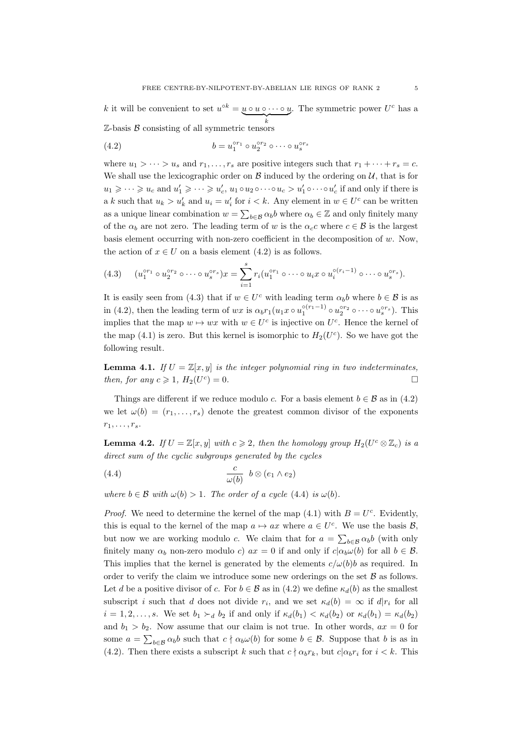$k$ it will be convenient to set $u^{\circ k} = \underbrace{u \circ u \circ \cdots \circ u}_{k}$. The symmetric power $U^c$ has a $\mathbb{Z}$-basis $\mathcal{B}$ consisting of all symmetric tensors

$$b = u_1^{\circ r_1} \circ u_2^{\circ r_2} \circ \cdots \circ u_s^{\circ r_s} \tag{4.2}$$

where $u_1 > \cdots > u_s$ and $r_1, \ldots, r_s$ are positive integers such that $r_1 + \cdots + r_s = c$. We shall use the lexicographic order on $\mathcal{B}$ induced by the ordering on $\mathcal{U}$, that is for $u_1 \geqslant \cdots \geqslant u_c$ and $u'_1 \geqslant \cdots \geqslant u'_c$, $u_1 \circ u_2 \circ \cdots \circ u_c > u'_1 \circ \cdots \circ u'_c$ if and only if there is a $k$ such that $u_k > u'_k$ and $u_i = u'_i$ for $i < k$. Any element in $w \in U^c$ can be written as a unique linear combination $w = \sum_{b \in \mathcal{B}} \alpha_b b$ where $\alpha_b \in \mathbb{Z}$ and only finitely many of the $\alpha_b$ are not zero. The leading term of $w$ is the $\alpha_c c$ where $c \in \mathcal{B}$ is the largest basis element occurring with non-zero coefficient in the decomposition of $w$. Now, the action of $x \in U$ on a basis element (4.2) is as follows.

$$(u_1^{\circ r_1} \circ u_2^{\circ r_2} \circ \cdots \circ u_s^{\circ r_s})x = \sum_{i=1}^{s} r_i (u_1^{\circ r_1} \circ \cdots \circ u_i x \circ u_i^{\circ(r_i-1)} \circ \cdots \circ u_s^{\circ r_s}). \tag{4.3}$$

It is easily seen from (4.3) that if $w \in U^c$ with leading term $\alpha_b b$ where $b \in \mathcal{B}$ is as in (4.2), then the leading term of $wx$ is $\alpha_b r_1 (u_1 x \circ u_1^{\circ(r_1-1)} \circ u_2^{\circ r_2} \circ \cdots \circ u_s^{\circ r_s})$. This implies that the map $w \mapsto wx$ with $w \in U^c$ is injective on $U^c$. Hence the kernel of the map (4.1) is zero. But this kernel is isomorphic to $H_2(U^c)$. So we have got the following result.

**Lemma 4.1.** *If $U = \mathbb{Z}[x, y]$ is the integer polynomial ring in two indeterminates, then, for any $c \geqslant 1$, $H_2(U^c) = 0$.* $\square$

Things are different if we reduce modulo $c$. For a basis element $b \in \mathcal{B}$ as in (4.2) we let $\omega(b) = (r_1, \ldots, r_s)$ denote the greatest common divisor of the exponents $r_1, \ldots, r_s$.

**Lemma 4.2.** *If $U = \mathbb{Z}[x, y]$ with $c \geqslant 2$, then the homology group $H_2(U^c \otimes \mathbb{Z}_c)$ is a direct sum of the cyclic subgroups generated by the cycles*

$$\frac{c}{\omega(b)} \; b \otimes (e_1 \wedge e_2) \tag{4.4}$$

*where $b \in \mathcal{B}$ with $\omega(b) > 1$. The order of a cycle (4.4) is $\omega(b)$.*

*Proof.* We need to determine the kernel of the map (4.1) with $B = U^c$. Evidently, this is equal to the kernel of the map $a \mapsto ax$ where $a \in U^c$. We use the basis $\mathcal{B}$, but now we are working modulo $c$. We claim that for $a = \sum_{b \in \mathcal{B}} \alpha_b b$ (with only finitely many $\alpha_b$ non-zero modulo $c$) $ax = 0$ if and only if $c | \alpha_b \omega(b)$ for all $b \in \mathcal{B}$. This implies that the kernel is generated by the elements $c/\omega(b) b$ as required. In order to verify the claim we introduce some new orderings on the set $\mathcal{B}$ as follows. Let $d$ be a positive divisor of $c$. For $b \in \mathcal{B}$ as in (4.2) we define $\kappa_d(b)$ as the smallest subscript $i$ such that $d$ does not divide $r_i$, and we set $\kappa_d(b) = \infty$ if $d | r_i$ for all $i = 1, 2, \ldots, s$. We set $b_1 \succ_d b_2$ if and only if $\kappa_d(b_1) < \kappa_d(b_2)$ or $\kappa_d(b_1) = \kappa_d(b_2)$ and $b_1 > b_2$. Now assume that our claim is not true. In other words, $ax = 0$ for some $a = \sum_{b \in \mathcal{B}} \alpha_b b$ such that $c \nmid \alpha_b \omega(b)$ for some $b \in \mathcal{B}$. Suppose that $b$ is as in (4.2). Then there exists a subscript $k$ such that $c \nmid \alpha_b r_k$, but $c | \alpha_b r_i$ for $i < k$. This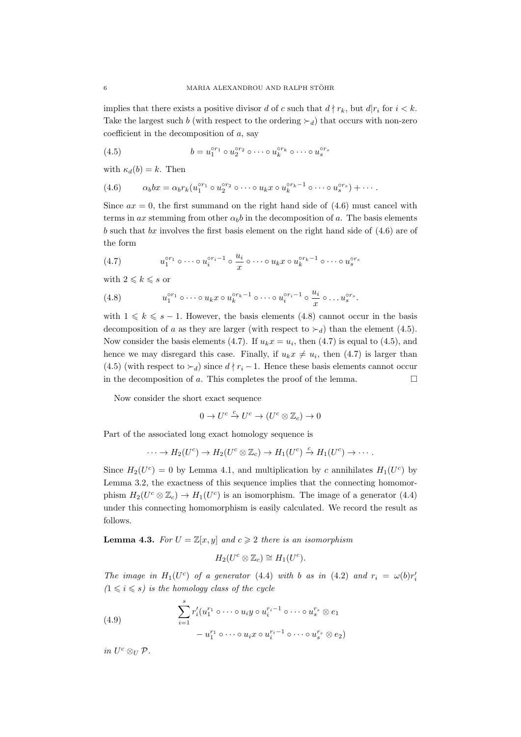implies that there exists a positive divisor $d$ of $c$ such that $d \nmid r_k$, but $d | r_i$ for $i < k$. Take the largest such $b$ (with respect to the ordering $\succ_d$) that occurs with non-zero coefficient in the decomposition of $a$, say

$$b = u_1^{\circ r_1} \circ u_2^{\circ r_2} \circ \cdots \circ u_k^{\circ r_k} \circ \cdots \circ u_s^{\circ r_s} \tag{4.5}$$

with $\kappa_d(b) = k$. Then

$$\alpha_b bx = \alpha_b r_k (u_1^{\circ r_1} \circ u_2^{\circ r_2} \circ \cdots \circ u_k x \circ u_k^{\circ r_k - 1} \circ \cdots \circ u_s^{\circ r_s}) + \cdots . \tag{4.6}$$

Since $ax = 0$, the first summand on the right hand side of (4.6) must cancel with terms in $ax$ stemming from other $\alpha_b b$ in the decomposition of $a$. The basis elements $b$ such that $bx$ involves the first basis element on the right hand side of (4.6) are of the form

$$u_1^{\circ r_1} \circ \cdots \circ u_i^{\circ r_i - 1} \circ \frac{u_i}{x} \circ \cdots \circ u_k x \circ u_k^{\circ r_k - 1} \circ \cdots \circ u_s^{\circ r_s} \tag{4.7}$$

with $2 \leqslant k \leqslant s$ or

$$u_1^{\circ r_1} \circ \cdots \circ u_k x \circ u_k^{\circ r_k - 1} \circ \cdots \circ u_i^{\circ r_i - 1} \circ \frac{u_i}{x} \circ \ldots u_s^{\circ r_s}. \tag{4.8}$$

with $1 \leqslant k \leqslant s-1$. However, the basis elements (4.8) cannot occur in the basis decomposition of $a$ as they are larger (with respect to $\succ_d$) than the element (4.5). Now consider the basis elements (4.7). If $u_k x = u_i$, then (4.7) is equal to (4.5), and hence we may disregard this case. Finally, if $u_k x \neq u_i$, then (4.7) is larger than (4.5) (with respect to $\succ_d$) since $d \nmid r_i - 1$. Hence these basis elements cannot occur in the decomposition of $a$. This completes the proof of the lemma. □

Now consider the short exact sequence

$$0 \to U^c \xrightarrow{c} U^c \to (U^c \otimes \mathbb{Z}_c) \to 0$$

Part of the associated long exact homology sequence is

$$\cdots \to H_2(U^c) \to H_2(U^c \otimes \mathbb{Z}_c) \to H_1(U^c) \xrightarrow{c} H_1(U^c) \to \cdots .$$

Since $H_2(U^c) = 0$ by Lemma 4.1, and multiplication by $c$ annihilates $H_1(U^c)$ by Lemma 3.2, the exactness of this sequence implies that the connecting homomorphism $H_2(U^c \otimes \mathbb{Z}_c) \to H_1(U^c)$ is an isomorphism. The image of a generator (4.4) under this connecting homomorphism is easily calculated. We record the result as follows.

**Lemma 4.3.** *For $U = \mathbb{Z}[x, y]$ and $c \geqslant 2$ there is an isomorphism*

$$H_2(U^c \otimes \mathbb{Z}_c) \cong H_1(U^c).$$

*The image in $H_1(U^c)$ of a generator (4.4) with $b$ as in (4.2) and $r_i = \omega(b) r_i'$ $(1 \leqslant i \leqslant s)$ is the homology class of the cycle*

$$\begin{aligned} \sum_{i=1}^{s} r_i' (u_1^{r_1} \circ \cdots \circ u_i y \circ u_i^{r_i - 1} \circ \cdots \circ u_s^{r_s} \otimes e_1 \\ - u_1^{r_1} \circ \cdots \circ u_i x \circ u_i^{r_i - 1} \circ \cdots \circ u_s^{r_s} \otimes e_2) \end{aligned} \tag{4.9}$$

*in $U^c \otimes_U \mathcal{P}$.*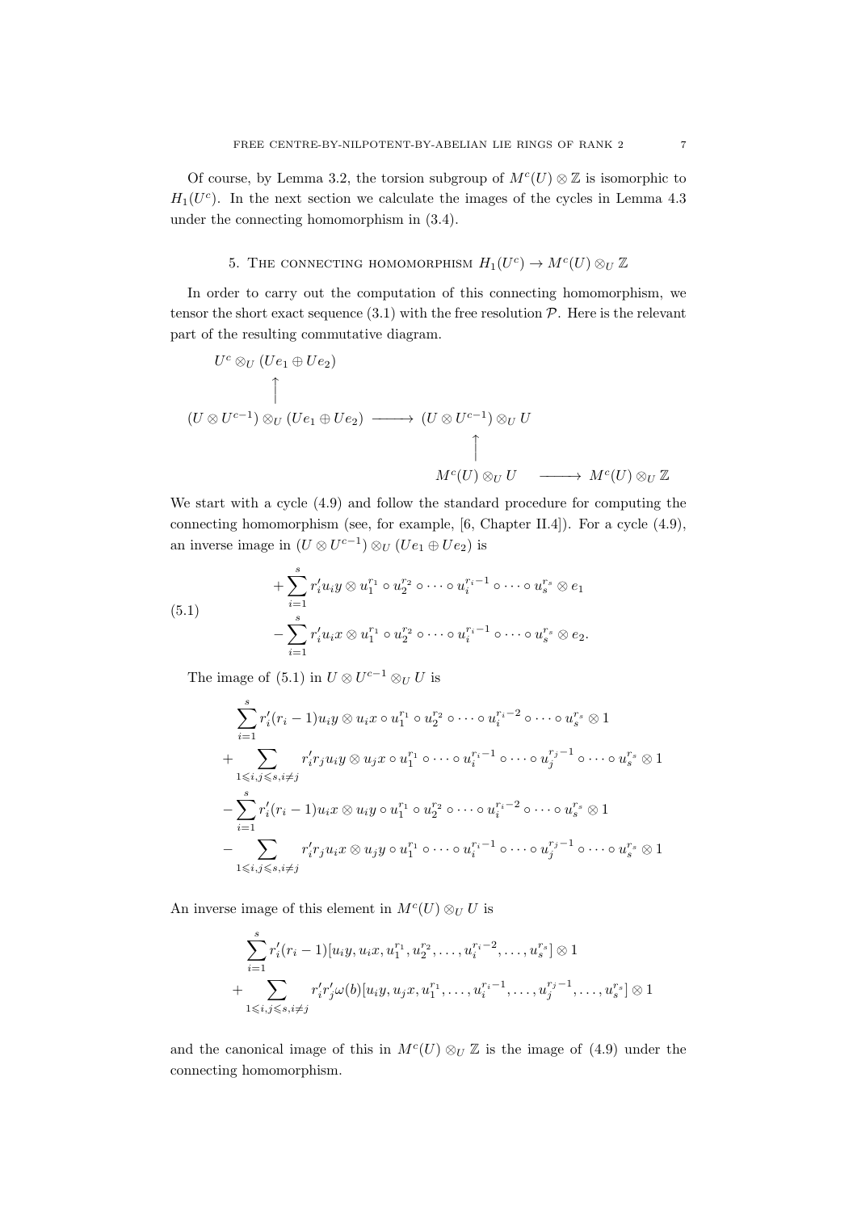Of course, by Lemma 3.2, the torsion subgroup of $M^c(U) \otimes \mathbb{Z}$ is isomorphic to $H_1(U^c)$. In the next section we calculate the images of the cycles in Lemma 4.3 under the connecting homomorphism in (3.4).

## 5. The connecting homomorphism $H_1(U^c) \to M^c(U) \otimes_U \mathbb{Z}$

In order to carry out the computation of this connecting homomorphism, we tensor the short exact sequence (3.1) with the free resolution $\mathcal{P}$. Here is the relevant part of the resulting commutative diagram.

$$
\begin{array}{ccc}
U^c \otimes_U (Ue_1 \oplus Ue_2) & & \\
\uparrow & & \\
(U \otimes U^{c-1}) \otimes_U (Ue_1 \oplus Ue_2) & \longrightarrow & (U \otimes U^{c-1}) \otimes_U U \\
& & \uparrow \\
& & M^c(U) \otimes_U U \quad \longrightarrow \quad M^c(U) \otimes_U \mathbb{Z}
\end{array}
$$

We start with a cycle (4.9) and follow the standard procedure for computing the connecting homomorphism (see, for example, [6, Chapter II.4]). For a cycle (4.9), an inverse image in $(U \otimes U^{c-1}) \otimes_U (Ue_1 \oplus Ue_2)$ is

$$
\begin{aligned}
&+ \sum_{i=1}^{s} r_i' u_i y \otimes u_1^{r_1} \circ u_2^{r_2} \circ \cdots \circ u_i^{r_i - 1} \circ \cdots \circ u_s^{r_s} \otimes e_1 \\
&- \sum_{i=1}^{s} r_i' u_i x \otimes u_1^{r_1} \circ u_2^{r_2} \circ \cdots \circ u_i^{r_i - 1} \circ \cdots \circ u_s^{r_s} \otimes e_2.
\end{aligned}
\tag{5.1}
$$

The image of (5.1) in $U \otimes U^{c-1} \otimes_U U$ is

$$
\begin{aligned}
&\sum_{i=1}^{s} r_i'(r_i - 1) u_i y \otimes u_i x \circ u_1^{r_1} \circ u_2^{r_2} \circ \cdots \circ u_i^{r_i - 2} \circ \cdots \circ u_s^{r_s} \otimes 1 \\
&+ \sum_{1 \leqslant i,j \leqslant s, i \neq j} r_i' r_j u_i y \otimes u_j x \circ u_1^{r_1} \circ \cdots \circ u_i^{r_i - 1} \circ \cdots \circ u_j^{r_j - 1} \circ \cdots \circ u_s^{r_s} \otimes 1 \\
&- \sum_{i=1}^{s} r_i'(r_i - 1) u_i x \otimes u_i y \circ u_1^{r_1} \circ u_2^{r_2} \circ \cdots \circ u_i^{r_i - 2} \circ \cdots \circ u_s^{r_s} \otimes 1 \\
&- \sum_{1 \leqslant i,j \leqslant s, i \neq j} r_i' r_j u_i x \otimes u_j y \circ u_1^{r_1} \circ \cdots \circ u_i^{r_i - 1} \circ \cdots \circ u_j^{r_j - 1} \circ \cdots \circ u_s^{r_s} \otimes 1
\end{aligned}
$$

An inverse image of this element in $M^c(U) \otimes_U U$ is

$$
\begin{aligned}
&\sum_{i=1}^{s} r_i'(r_i - 1) [u_i y, u_i x, u_1^{r_1}, u_2^{r_2}, \ldots, u_i^{r_i - 2}, \ldots, u_s^{r_s}] \otimes 1 \\
&+ \sum_{1 \leqslant i,j \leqslant s, i \neq j} r_i' r_j' \omega(b) [u_i y, u_j x, u_1^{r_1}, \ldots, u_i^{r_i - 1}, \ldots, u_j^{r_j - 1}, \ldots, u_s^{r_s}] \otimes 1
\end{aligned}
$$

and the canonical image of this in $M^c(U) \otimes_U \mathbb{Z}$ is the image of (4.9) under the connecting homomorphism.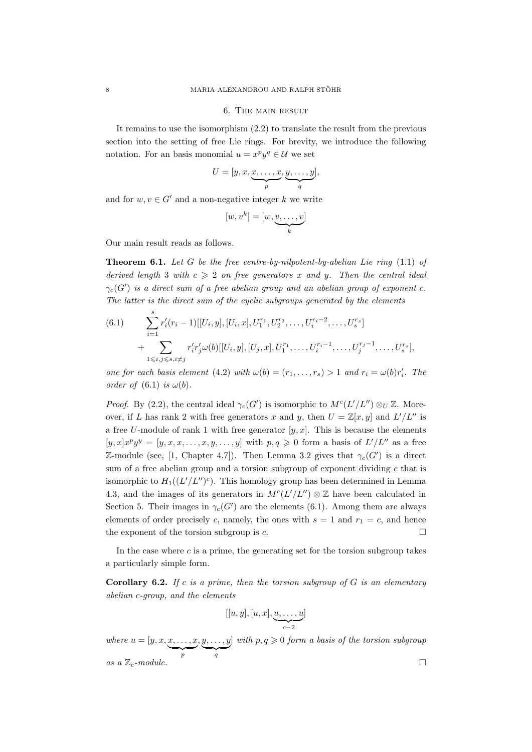## 6. The main result

It remains to use the isomorphism (2.2) to translate the result from the previous section into the setting of free Lie rings. For brevity, we introduce the following notation. For an basis monomial $u = x^p y^q \in \mathcal{U}$ we set

$$U = [y, x, \underbrace{x, \ldots, x}_{p}, \underbrace{y, \ldots, y}_{q}],$$

and for $w, v \in G'$ and a non-negative integer $k$ we write

$$[w, v^k] = [w, \underbrace{v, \ldots, v}_{k}]$$

Our main result reads as follows.

**Theorem 6.1.** *Let $G$ be the free centre-by-nilpotent-by-abelian Lie ring (1.1) of derived length 3 with $c \geqslant 2$ on free generators $x$ and $y$. Then the central ideal $\gamma_c(G')$ is a direct sum of a free abelian group and an abelian group of exponent $c$. The latter is the direct sum of the cyclic subgroups generated by the elements*

$$\begin{aligned}
(6.1) \qquad & \sum_{i=1}^{s} r_i'(r_i - 1)[[U_i, y], [U_i, x], U_1^{r_1}, U_2^{r_2}, \ldots, U_i^{r_i-2}, \ldots, U_s^{r_s}] \\
& + \sum_{1 \leqslant i,j \leqslant s, i \neq j} r_i' r_j' \omega(b) [[U_i, y], [U_j, x], U_1^{r_1}, \ldots, U_i^{r_i-1}, \ldots, U_j^{r_j-1}, \ldots, U_s^{r_s}],
\end{aligned}$$

*one for each basis element (4.2) with $\omega(b) = (r_1, \ldots, r_s) > 1$ and $r_i = \omega(b) r_i'$. The order of (6.1) is $\omega(b)$.*

*Proof.* By (2.2), the central ideal $\gamma_c(G')$ is isomorphic to $M^c(L'/L'') \otimes_U \mathbb{Z}$. Moreover, if $L$ has rank 2 with free generators $x$ and $y$, then $U = \mathbb{Z}[x, y]$ and $L'/L''$ is a free $U$-module of rank 1 with free generator $[y, x]$. This is because the elements $[y, x]x^p y^y = [y, x, x, \ldots, x, y, \ldots, y]$ with $p, q \geqslant 0$ form a basis of $L'/L''$ as a free $\mathbb{Z}$-module (see, [1, Chapter 4.7]). Then Lemma 3.2 gives that $\gamma_c(G')$ is a direct sum of a free abelian group and a torsion subgroup of exponent dividing $c$ that is isomorphic to $H_1((L'/L'')^c)$. This homology group has been determined in Lemma 4.3, and the images of its generators in $M^c(L'/L'') \otimes \mathbb{Z}$ have been calculated in Section 5. Their images in $\gamma_c(G')$ are the elements (6.1). Among them are always elements of order precisely $c$, namely, the ones with $s = 1$ and $r_1 = c$, and hence the exponent of the torsion subgroup is $c$. $\square$

In the case where $c$ is a prime, the generating set for the torsion subgroup takes a particularly simple form.

**Corollary 6.2.** *If $c$ is a prime, then the torsion subgroup of $G$ is an elementary abelian $c$-group, and the elements*

$$[[u, y], [u, x], \underbrace{u, \ldots, u}_{c-2}]$$

*where $u = [y, x, \underbrace{x, \ldots, x}_{p}, \underbrace{y, \ldots, y}_{q}]$ with $p, q \geqslant 0$ form a basis of the torsion subgroup as a $\mathbb{Z}_c$-module.* $\square$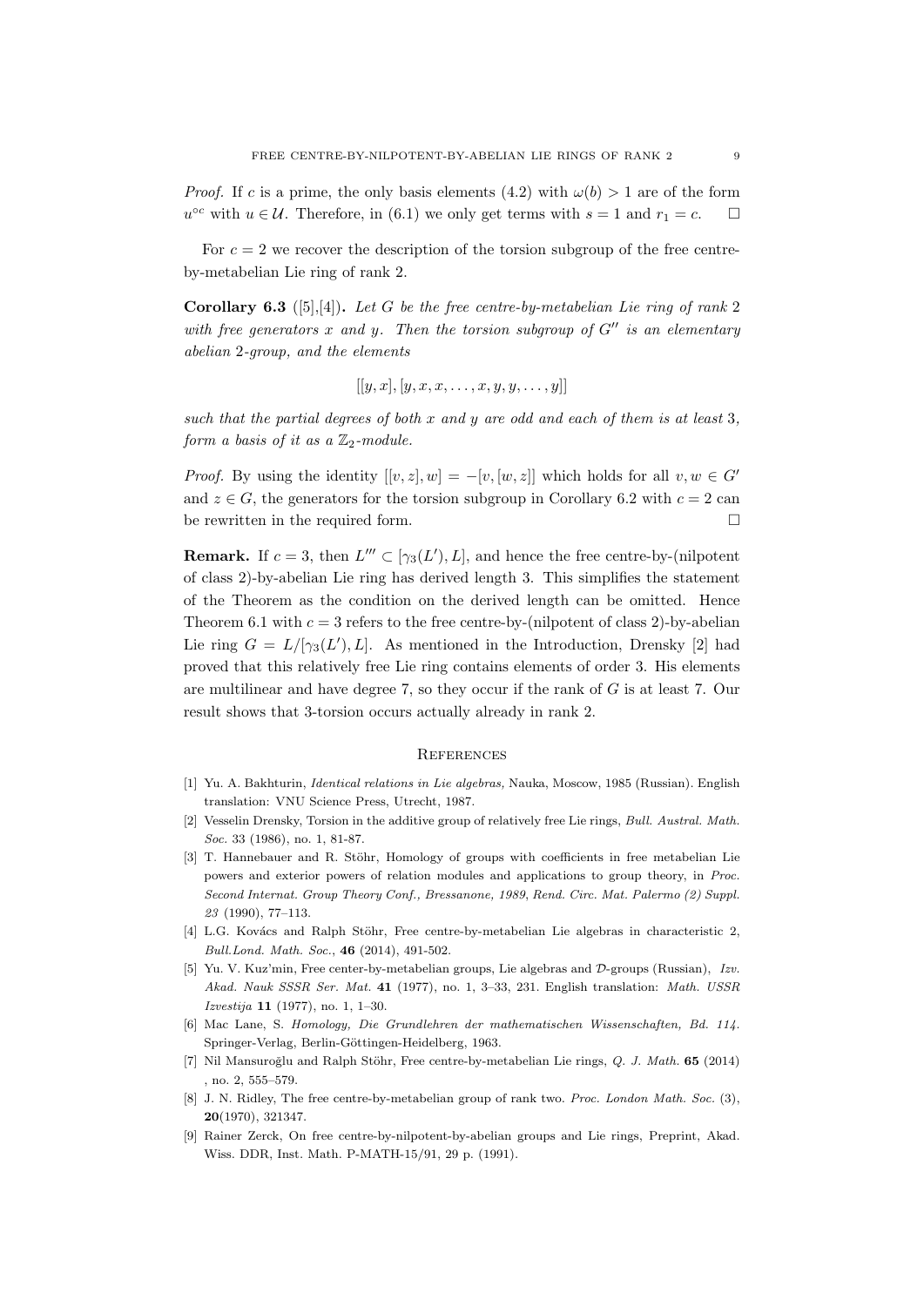*Proof.* If $c$ is a prime, the only basis elements (4.2) with $\omega(b) > 1$ are of the form $u^{\circ c}$ with $u \in \mathcal{U}$. Therefore, in (6.1) we only get terms with $s = 1$ and $r_1 = c$. $\square$

For $c = 2$ we recover the description of the torsion subgroup of the free centre-by-metabelian Lie ring of rank 2.

**Corollary 6.3** ([5],[4])**.** *Let $G$ be the free centre-by-metabelian Lie ring of rank 2 with free generators $x$ and $y$. Then the torsion subgroup of $G''$ is an elementary abelian 2-group, and the elements*

$$[[y, x], [y, x, x, \ldots, x, y, y, \ldots, y]]$$

*such that the partial degrees of both $x$ and $y$ are odd and each of them is at least 3, form a basis of it as a $\mathbb{Z}_2$-module.*

*Proof.* By using the identity $[[v, z], w] = -[v, [w, z]]$ which holds for all $v, w \in G'$ and $z \in G$, the generators for the torsion subgroup in Corollary 6.2 with $c = 2$ can be rewritten in the required form. $\square$

**Remark.** If $c = 3$, then $L''' \subset [\gamma_3(L'), L]$, and hence the free centre-by-(nilpotent of class 2)-by-abelian Lie ring has derived length 3. This simplifies the statement of the Theorem as the condition on the derived length can be omitted. Hence Theorem 6.1 with $c = 3$ refers to the free centre-by-(nilpotent of class 2)-by-abelian Lie ring $G = L/[\gamma_3(L'), L]$. As mentioned in the Introduction, Drensky [2] had proved that this relatively free Lie ring contains elements of order 3. His elements are multilinear and have degree 7, so they occur if the rank of $G$ is at least 7. Our result shows that 3-torsion occurs actually already in rank 2.

## References

[1] Yu. A. Bakhturin, *Identical relations in Lie algebras,* Nauka, Moscow, 1985 (Russian). English translation: VNU Science Press, Utrecht, 1987.

[2] Vesselin Drensky, Torsion in the additive group of relatively free Lie rings, *Bull. Austral. Math. Soc.* 33 (1986), no. 1, 81-87.

[3] T. Hannebauer and R. Stöhr, Homology of groups with coefficients in free metabelian Lie powers and exterior powers of relation modules and applications to group theory, in *Proc. Second Internat. Group Theory Conf., Bressanone, 1989, Rend. Circ. Mat. Palermo (2) Suppl. 23* (1990), 77–113.

[4] L.G. Kovács and Ralph Stöhr, Free centre-by-metabelian Lie algebras in characteristic 2, *Bull.Lond. Math. Soc.*, **46** (2014), 491-502.

[5] Yu. V. Kuz'min, Free center-by-metabelian groups, Lie algebras and $\mathcal{D}$-groups (Russian), *Izv. Akad. Nauk SSSR Ser. Mat.* **41** (1977), no. 1, 3–33, 231. English translation: *Math. USSR Izvestija* **11** (1977), no. 1, 1–30.

[6] Mac Lane, S. *Homology, Die Grundlehren der mathematischen Wissenschaften, Bd. 114.* Springer-Verlag, Berlin-Göttingen-Heidelberg, 1963.

[7] Nil Mansuroğlu and Ralph Stöhr, Free centre-by-metabelian Lie rings, *Q. J. Math.* **65** (2014) , no. 2, 555–579.

[8] J. N. Ridley, The free centre-by-metabelian group of rank two. *Proc. London Math. Soc.* (3), **20**(1970), 321347.

[9] Rainer Zerck, On free centre-by-nilpotent-by-abelian groups and Lie rings, Preprint, Akad. Wiss. DDR, Inst. Math. P-MATH-15/91, 29 p. (1991).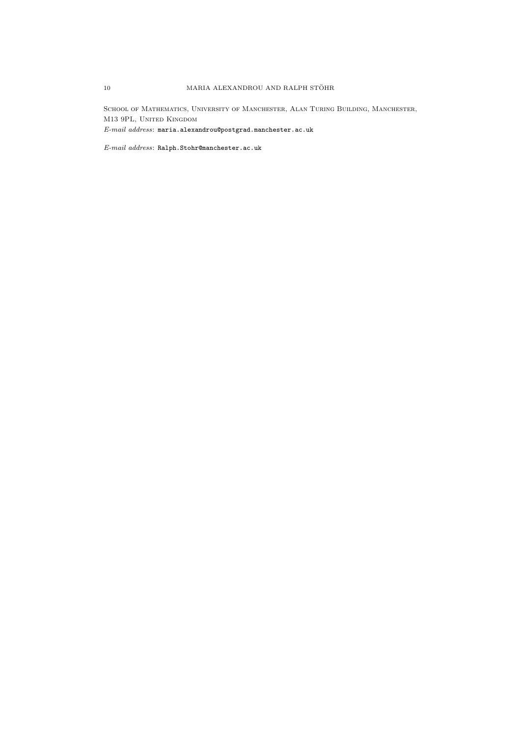School of Mathematics, University of Manchester, Alan Turing Building, Manchester, M13 9PL, United Kingdom

*E-mail address*: maria.alexandrou@postgrad.manchester.ac.uk

*E-mail address*: Ralph.Stohr@manchester.ac.uk